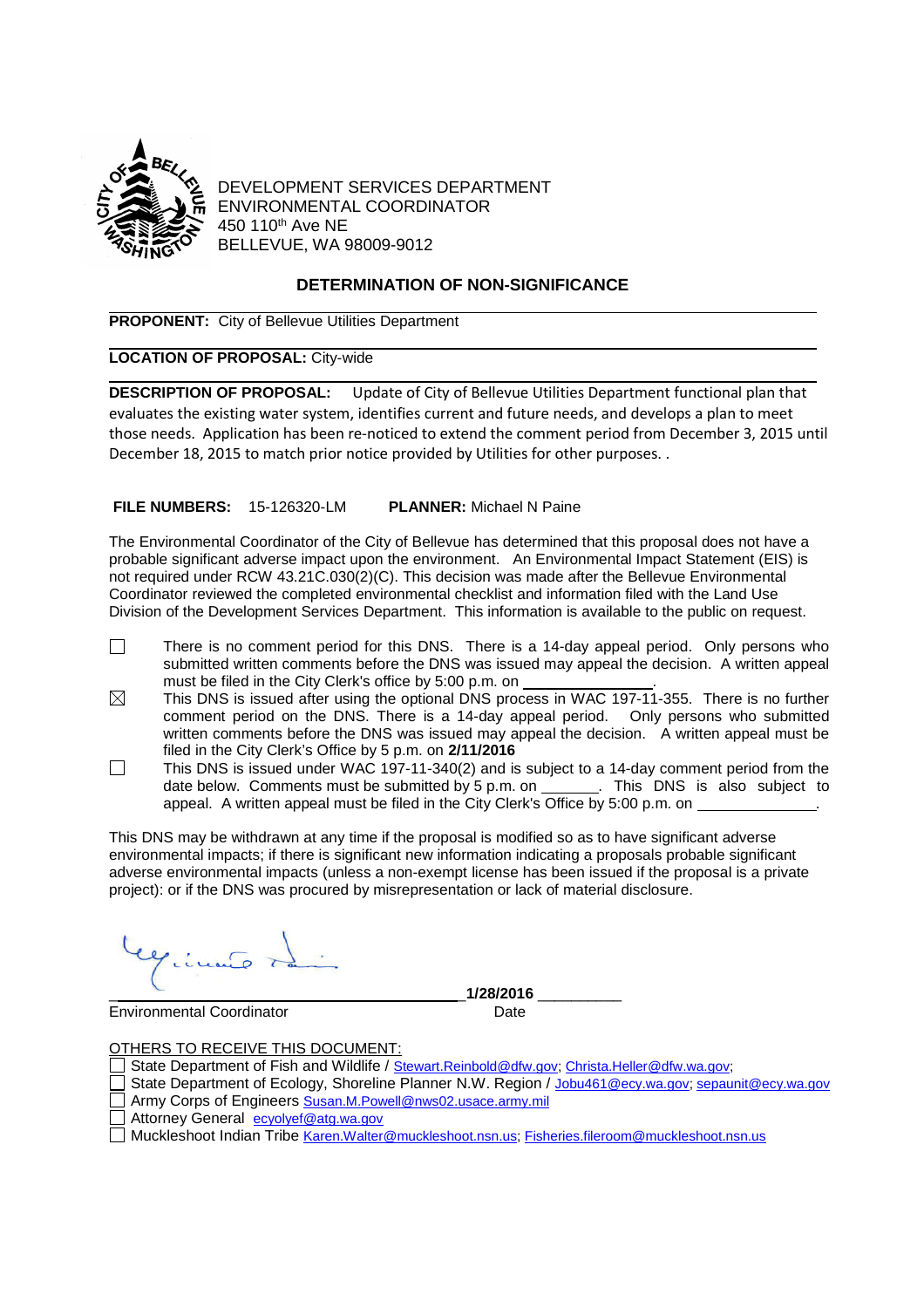DEVELOPMENT SERVICES DEPARTMENT
ENVIRONMENTAL COORDINATOR
450 110th Ave NE
BELLEVUE, WA 98009-9012

## DETERMINATION OF NON-SIGNIFICANCE

**PROPONENT:** City of Bellevue Utilities Department

**LOCATION OF PROPOSAL:** City-wide

**DESCRIPTION OF PROPOSAL:** Update of City of Bellevue Utilities Department functional plan that evaluates the existing water system, identifies current and future needs, and develops a plan to meet those needs. Application has been re-noticed to extend the comment period from December 3, 2015 until December 18, 2015 to match prior notice provided by Utilities for other purposes. .

**FILE NUMBERS:** 15-126320-LM **PLANNER:** Michael N Paine

The Environmental Coordinator of the City of Bellevue has determined that this proposal does not have a probable significant adverse impact upon the environment. An Environmental Impact Statement (EIS) is not required under RCW 43.21C.030(2)(C). This decision was made after the Bellevue Environmental Coordinator reviewed the completed environmental checklist and information filed with the Land Use Division of the Development Services Department. This information is available to the public on request.

☐ There is no comment period for this DNS. There is a 14-day appeal period. Only persons who submitted written comments before the DNS was issued may appeal the decision. A written appeal must be filed in the City Clerk's office by 5:00 p.m. on ______________.

☒ This DNS is issued after using the optional DNS process in WAC 197-11-355. There is no further comment period on the DNS. There is a 14-day appeal period. Only persons who submitted written comments before the DNS was issued may appeal the decision. A written appeal must be filed in the City Clerk's Office by 5 p.m. on **2/11/2016**

☐ This DNS is issued under WAC 197-11-340(2) and is subject to a 14-day comment period from the date below. Comments must be submitted by 5 p.m. on _______. This DNS is also subject to appeal. A written appeal must be filed in the City Clerk's Office by 5:00 p.m. on ______________.

This DNS may be withdrawn at any time if the proposal is modified so as to have significant adverse environmental impacts; if there is significant new information indicating a proposals probable significant adverse environmental impacts (unless a non-exempt license has been issued if the proposal is a private project): or if the DNS was procured by misrepresentation or lack of material disclosure.

______________________________________ **1/28/2016** __________
Environmental Coordinator Date

OTHERS TO RECEIVE THIS DOCUMENT:

☐ State Department of Fish and Wildlife / Stewart.Reinbold@dfw.gov; Christa.Heller@dfw.wa.gov;
☐ State Department of Ecology, Shoreline Planner N.W. Region / Jobu461@ecy.wa.gov; sepaunit@ecy.wa.gov
☐ Army Corps of Engineers Susan.M.Powell@nws02.usace.army.mil
☐ Attorney General ecyolyef@atg.wa.gov
☐ Muckleshoot Indian Tribe Karen.Walter@muckleshoot.nsn.us; Fisheries.fileroom@muckleshoot.nsn.us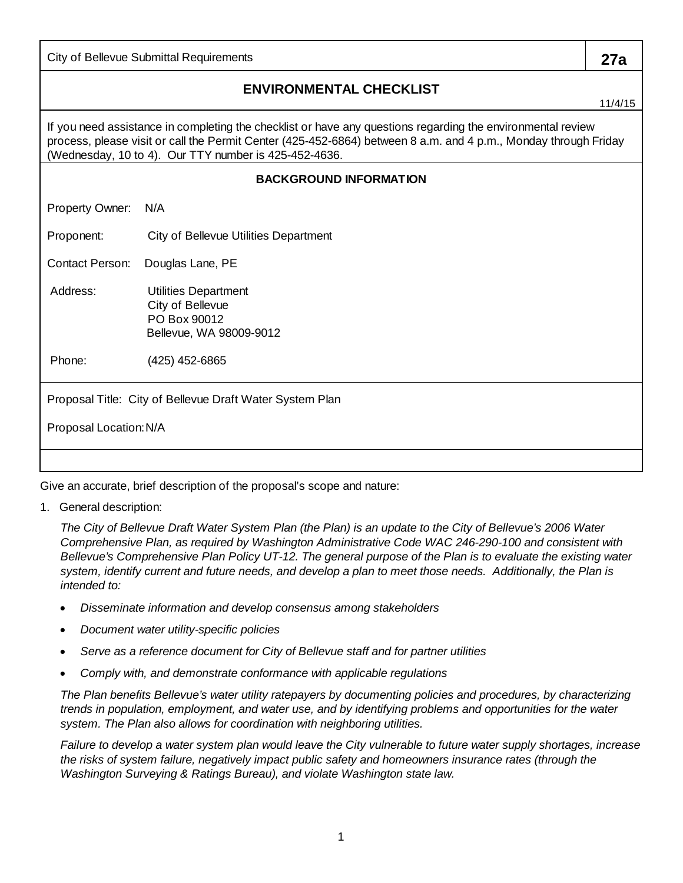City of Bellevue Submittal Requirements **27a**

# ENVIRONMENTAL CHECKLIST

11/4/15

If you need assistance in completing the checklist or have any questions regarding the environmental review process, please visit or call the Permit Center (425-452-6864) between 8 a.m. and 4 p.m., Monday through Friday (Wednesday, 10 to 4). Our TTY number is 425-452-4636.

## BACKGROUND INFORMATION

Property Owner: N/A

Proponent: City of Bellevue Utilities Department

Contact Person: Douglas Lane, PE

Address: Utilities Department
City of Bellevue
PO Box 90012
Bellevue, WA 98009-9012

Phone: (425) 452-6865

Proposal Title: City of Bellevue Draft Water System Plan

Proposal Location: N/A

Give an accurate, brief description of the proposal's scope and nature:

1. General description:

   *The City of Bellevue Draft Water System Plan (the Plan) is an update to the City of Bellevue's 2006 Water Comprehensive Plan, as required by Washington Administrative Code WAC 246-290-100 and consistent with Bellevue's Comprehensive Plan Policy UT-12. The general purpose of the Plan is to evaluate the existing water system, identify current and future needs, and develop a plan to meet those needs. Additionally, the Plan is intended to:*

   - *Disseminate information and develop consensus among stakeholders*
   - *Document water utility-specific policies*
   - *Serve as a reference document for City of Bellevue staff and for partner utilities*
   - *Comply with, and demonstrate conformance with applicable regulations*

   *The Plan benefits Bellevue's water utility ratepayers by documenting policies and procedures, by characterizing trends in population, employment, and water use, and by identifying problems and opportunities for the water system. The Plan also allows for coordination with neighboring utilities.*

   *Failure to develop a water system plan would leave the City vulnerable to future water supply shortages, increase the risks of system failure, negatively impact public safety and homeowners insurance rates (through the Washington Surveying & Ratings Bureau), and violate Washington state law.*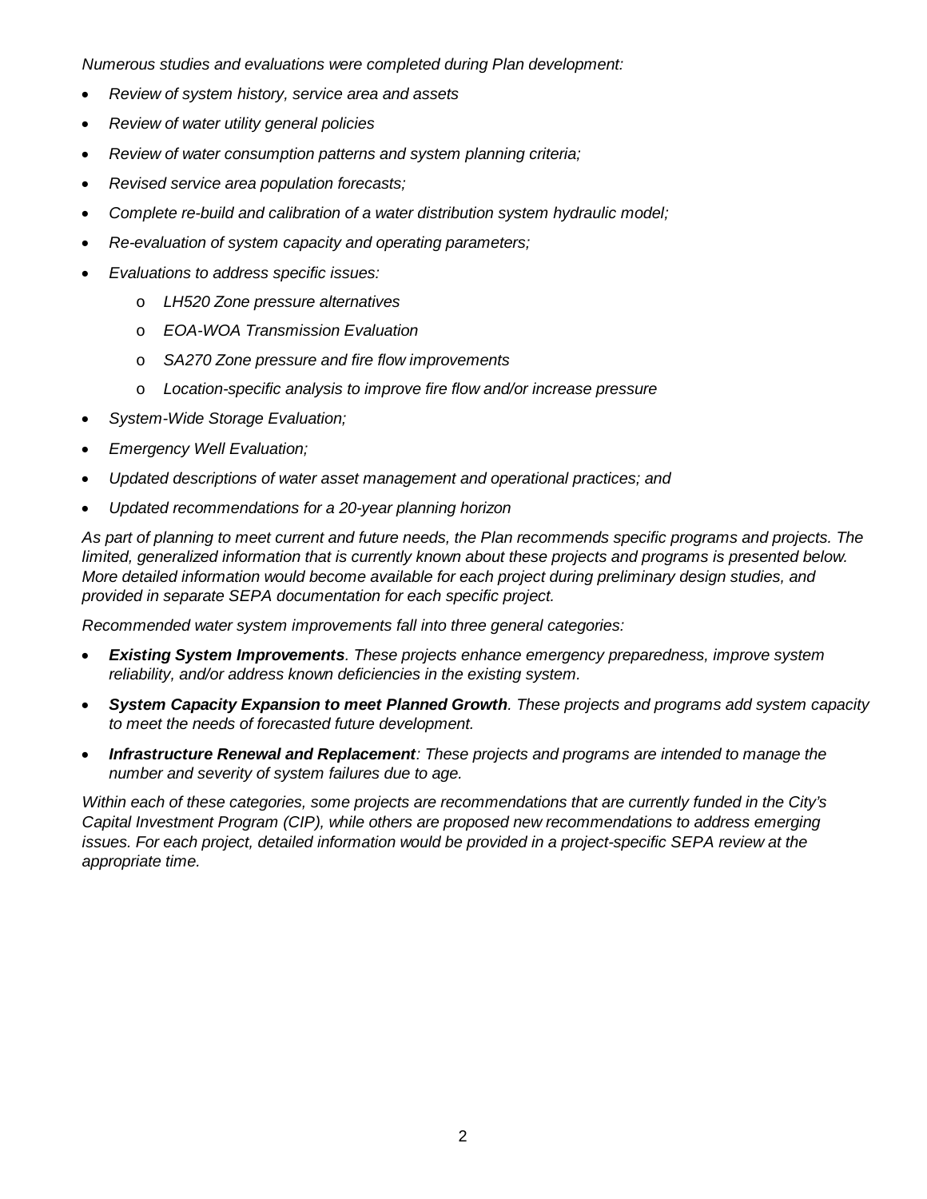*Numerous studies and evaluations were completed during Plan development:*

- *Review of system history, service area and assets*
- *Review of water utility general policies*
- *Review of water consumption patterns and system planning criteria;*
- *Revised service area population forecasts;*
- *Complete re-build and calibration of a water distribution system hydraulic model;*
- *Re-evaluation of system capacity and operating parameters;*
- *Evaluations to address specific issues:*
    - *LH520 Zone pressure alternatives*
    - *EOA-WOA Transmission Evaluation*
    - *SA270 Zone pressure and fire flow improvements*
    - *Location-specific analysis to improve fire flow and/or increase pressure*
- *System-Wide Storage Evaluation;*
- *Emergency Well Evaluation;*
- *Updated descriptions of water asset management and operational practices; and*
- *Updated recommendations for a 20-year planning horizon*

*As part of planning to meet current and future needs, the Plan recommends specific programs and projects. The limited, generalized information that is currently known about these projects and programs is presented below. More detailed information would become available for each project during preliminary design studies, and provided in separate SEPA documentation for each specific project.*

*Recommended water system improvements fall into three general categories:*

- ***Existing System Improvements**. These projects enhance emergency preparedness, improve system reliability, and/or address known deficiencies in the existing system.*
- ***System Capacity Expansion to meet Planned Growth**. These projects and programs add system capacity to meet the needs of forecasted future development.*
- ***Infrastructure Renewal and Replacement**: These projects and programs are intended to manage the number and severity of system failures due to age.*

*Within each of these categories, some projects are recommendations that are currently funded in the City's Capital Investment Program (CIP), while others are proposed new recommendations to address emerging issues. For each project, detailed information would be provided in a project-specific SEPA review at the appropriate time.*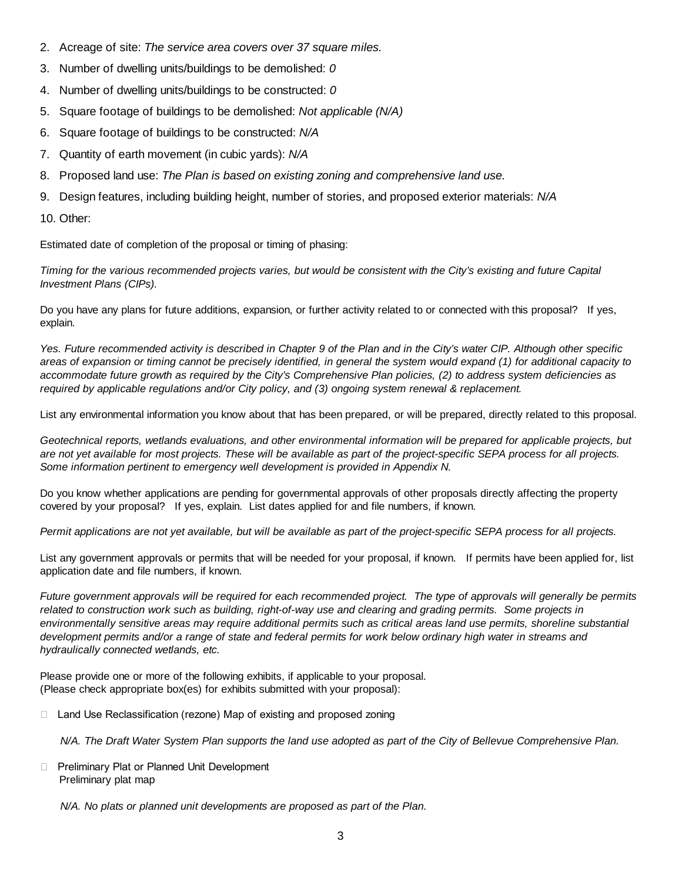2. Acreage of site: *The service area covers over 37 square miles.*
3. Number of dwelling units/buildings to be demolished: *0*
4. Number of dwelling units/buildings to be constructed: *0*
5. Square footage of buildings to be demolished: *Not applicable (N/A)*
6. Square footage of buildings to be constructed: *N/A*
7. Quantity of earth movement (in cubic yards): *N/A*
8. Proposed land use: *The Plan is based on existing zoning and comprehensive land use.*
9. Design features, including building height, number of stories, and proposed exterior materials: *N/A*
10. Other:

Estimated date of completion of the proposal or timing of phasing:

*Timing for the various recommended projects varies, but would be consistent with the City's existing and future Capital Investment Plans (CIPs).*

Do you have any plans for future additions, expansion, or further activity related to or connected with this proposal? If yes, explain.

*Yes. Future recommended activity is described in Chapter 9 of the Plan and in the City's water CIP. Although other specific areas of expansion or timing cannot be precisely identified, in general the system would expand (1) for additional capacity to accommodate future growth as required by the City's Comprehensive Plan policies, (2) to address system deficiencies as required by applicable regulations and/or City policy, and (3) ongoing system renewal & replacement.*

List any environmental information you know about that has been prepared, or will be prepared, directly related to this proposal.

*Geotechnical reports, wetlands evaluations, and other environmental information will be prepared for applicable projects, but are not yet available for most projects. These will be available as part of the project-specific SEPA process for all projects. Some information pertinent to emergency well development is provided in Appendix N.*

Do you know whether applications are pending for governmental approvals of other proposals directly affecting the property covered by your proposal? If yes, explain. List dates applied for and file numbers, if known.

*Permit applications are not yet available, but will be available as part of the project-specific SEPA process for all projects.*

List any government approvals or permits that will be needed for your proposal, if known. If permits have been applied for, list application date and file numbers, if known.

*Future government approvals will be required for each recommended project. The type of approvals will generally be permits related to construction work such as building, right-of-way use and clearing and grading permits. Some projects in environmentally sensitive areas may require additional permits such as critical areas land use permits, shoreline substantial development permits and/or a range of state and federal permits for work below ordinary high water in streams and hydraulically connected wetlands, etc.*

Please provide one or more of the following exhibits, if applicable to your proposal.
(Please check appropriate box(es) for exhibits submitted with your proposal):

☐ Land Use Reclassification (rezone) Map of existing and proposed zoning

*N/A. The Draft Water System Plan supports the land use adopted as part of the City of Bellevue Comprehensive Plan.*

☐ Preliminary Plat or Planned Unit Development
Preliminary plat map

*N/A. No plats or planned unit developments are proposed as part of the Plan.*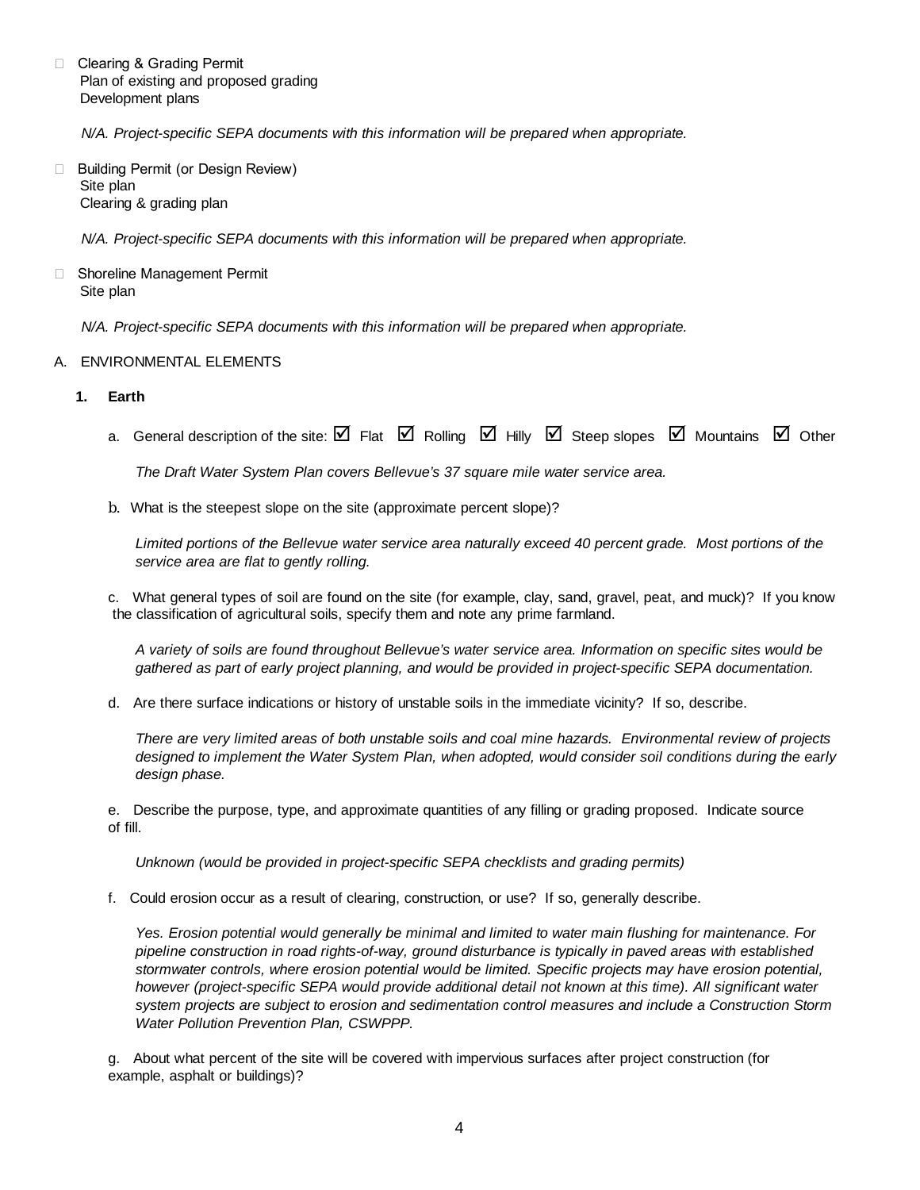□ Clearing & Grading Permit
Plan of existing and proposed grading
Development plans

*N/A. Project-specific SEPA documents with this information will be prepared when appropriate.*

□ Building Permit (or Design Review)
Site plan
Clearing & grading plan

*N/A. Project-specific SEPA documents with this information will be prepared when appropriate.*

□ Shoreline Management Permit
Site plan

*N/A. Project-specific SEPA documents with this information will be prepared when appropriate.*

A. ENVIRONMENTAL ELEMENTS

**1. Earth**

a. General description of the site: ☑ Flat ☑ Rolling ☑ Hilly ☑ Steep slopes ☑ Mountains ☑ Other

*The Draft Water System Plan covers Bellevue's 37 square mile water service area.*

b. What is the steepest slope on the site (approximate percent slope)?

*Limited portions of the Bellevue water service area naturally exceed 40 percent grade. Most portions of the service area are flat to gently rolling.*

c. What general types of soil are found on the site (for example, clay, sand, gravel, peat, and muck)? If you know the classification of agricultural soils, specify them and note any prime farmland.

*A variety of soils are found throughout Bellevue's water service area. Information on specific sites would be gathered as part of early project planning, and would be provided in project-specific SEPA documentation.*

d. Are there surface indications or history of unstable soils in the immediate vicinity? If so, describe.

*There are very limited areas of both unstable soils and coal mine hazards. Environmental review of projects designed to implement the Water System Plan, when adopted, would consider soil conditions during the early design phase.*

e. Describe the purpose, type, and approximate quantities of any filling or grading proposed. Indicate source of fill.

*Unknown (would be provided in project-specific SEPA checklists and grading permits)*

f. Could erosion occur as a result of clearing, construction, or use? If so, generally describe.

*Yes. Erosion potential would generally be minimal and limited to water main flushing for maintenance. For pipeline construction in road rights-of-way, ground disturbance is typically in paved areas with established stormwater controls, where erosion potential would be limited. Specific projects may have erosion potential, however (project-specific SEPA would provide additional detail not known at this time). All significant water system projects are subject to erosion and sedimentation control measures and include a Construction Storm Water Pollution Prevention Plan, CSWPPP.*

g. About what percent of the site will be covered with impervious surfaces after project construction (for example, asphalt or buildings)?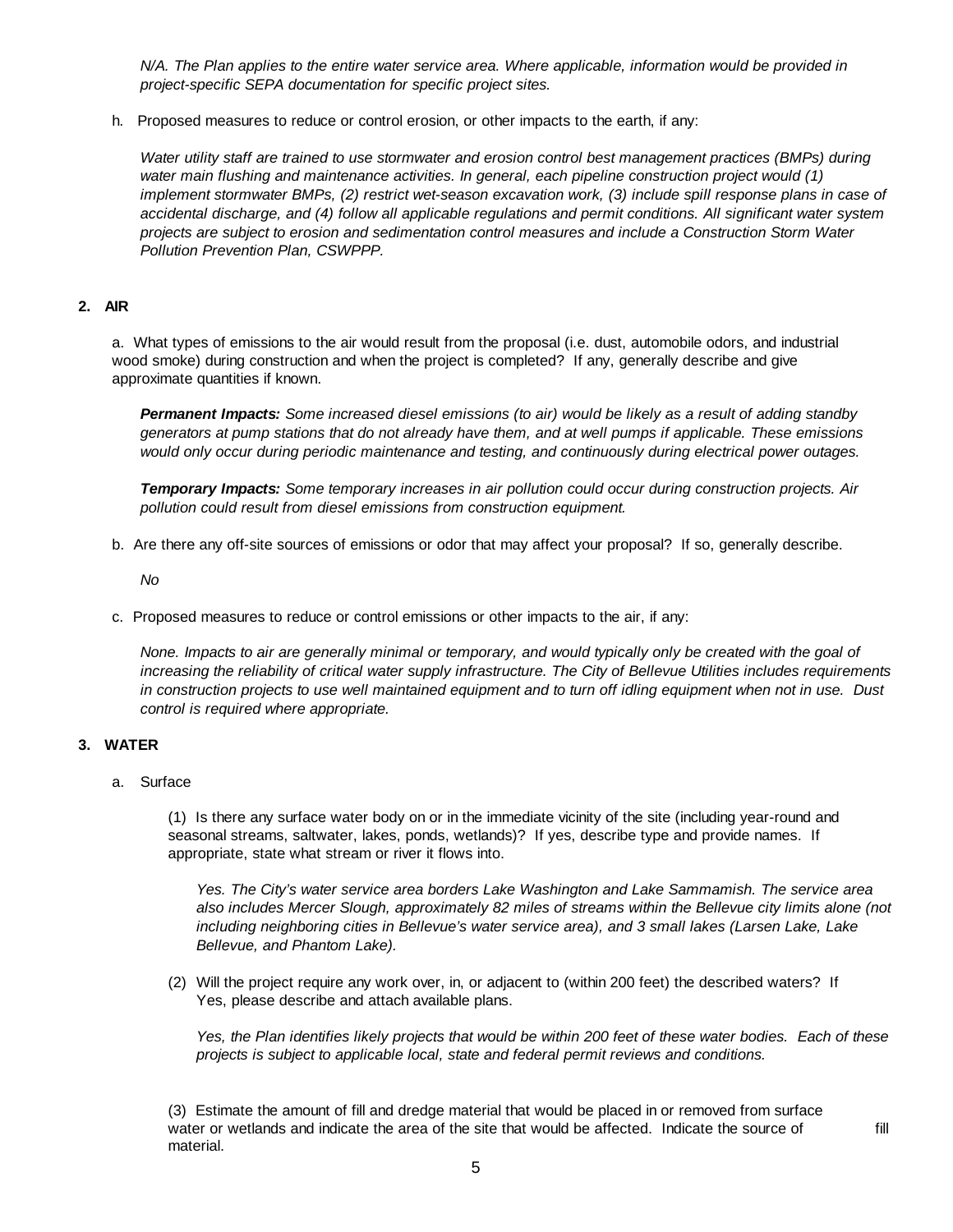*N/A. The Plan applies to the entire water service area. Where applicable, information would be provided in project-specific SEPA documentation for specific project sites.*

h. Proposed measures to reduce or control erosion, or other impacts to the earth, if any:

*Water utility staff are trained to use stormwater and erosion control best management practices (BMPs) during water main flushing and maintenance activities. In general, each pipeline construction project would (1) implement stormwater BMPs, (2) restrict wet-season excavation work, (3) include spill response plans in case of accidental discharge, and (4) follow all applicable regulations and permit conditions. All significant water system projects are subject to erosion and sedimentation control measures and include a Construction Storm Water Pollution Prevention Plan, CSWPPP.*

## 2. AIR

a. What types of emissions to the air would result from the proposal (i.e. dust, automobile odors, and industrial wood smoke) during construction and when the project is completed? If any, generally describe and give approximate quantities if known.

***Permanent Impacts:*** *Some increased diesel emissions (to air) would be likely as a result of adding standby generators at pump stations that do not already have them, and at well pumps if applicable. These emissions would only occur during periodic maintenance and testing, and continuously during electrical power outages.*

***Temporary Impacts:*** *Some temporary increases in air pollution could occur during construction projects. Air pollution could result from diesel emissions from construction equipment.*

b. Are there any off-site sources of emissions or odor that may affect your proposal? If so, generally describe.

*No*

c. Proposed measures to reduce or control emissions or other impacts to the air, if any:

*None. Impacts to air are generally minimal or temporary, and would typically only be created with the goal of increasing the reliability of critical water supply infrastructure. The City of Bellevue Utilities includes requirements in construction projects to use well maintained equipment and to turn off idling equipment when not in use. Dust control is required where appropriate.*

## 3. WATER

a. Surface

(1) Is there any surface water body on or in the immediate vicinity of the site (including year-round and seasonal streams, saltwater, lakes, ponds, wetlands)? If yes, describe type and provide names. If appropriate, state what stream or river it flows into.

*Yes. The City's water service area borders Lake Washington and Lake Sammamish. The service area also includes Mercer Slough, approximately 82 miles of streams within the Bellevue city limits alone (not including neighboring cities in Bellevue's water service area), and 3 small lakes (Larsen Lake, Lake Bellevue, and Phantom Lake).*

(2) Will the project require any work over, in, or adjacent to (within 200 feet) the described waters? If Yes, please describe and attach available plans.

*Yes, the Plan identifies likely projects that would be within 200 feet of these water bodies. Each of these projects is subject to applicable local, state and federal permit reviews and conditions.*

(3) Estimate the amount of fill and dredge material that would be placed in or removed from surface water or wetlands and indicate the area of the site that would be affected. Indicate the source of fill material.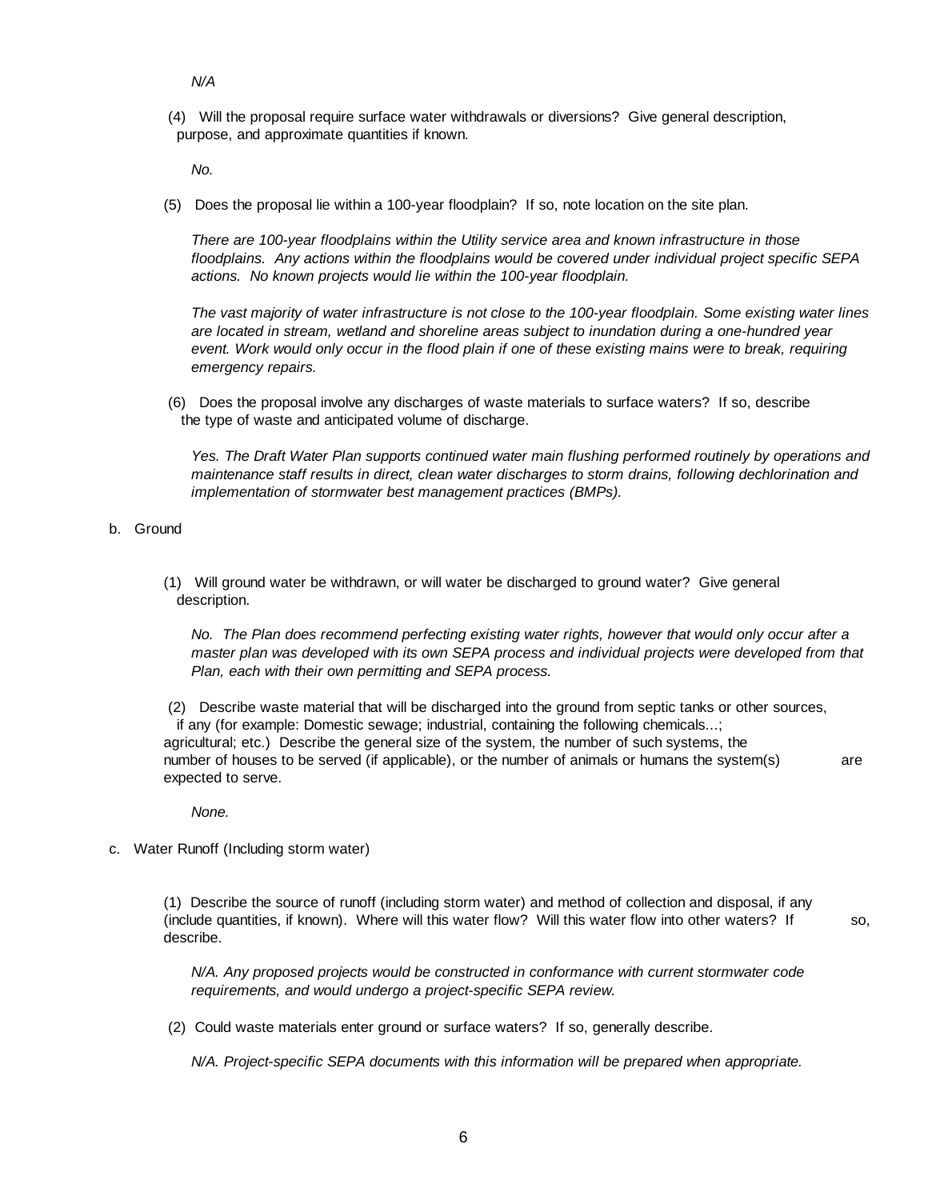*N/A*

(4) Will the proposal require surface water withdrawals or diversions? Give general description, purpose, and approximate quantities if known.

*No.*

(5) Does the proposal lie within a 100-year floodplain? If so, note location on the site plan.

*There are 100-year floodplains within the Utility service area and known infrastructure in those floodplains. Any actions within the floodplains would be covered under individual project specific SEPA actions. No known projects would lie within the 100-year floodplain.*

*The vast majority of water infrastructure is not close to the 100-year floodplain. Some existing water lines are located in stream, wetland and shoreline areas subject to inundation during a one-hundred year event. Work would only occur in the flood plain if one of these existing mains were to break, requiring emergency repairs.*

(6) Does the proposal involve any discharges of waste materials to surface waters? If so, describe the type of waste and anticipated volume of discharge.

*Yes. The Draft Water Plan supports continued water main flushing performed routinely by operations and maintenance staff results in direct, clean water discharges to storm drains, following dechlorination and implementation of stormwater best management practices (BMPs).*

b. Ground

(1) Will ground water be withdrawn, or will water be discharged to ground water? Give general description.

*No. The Plan does recommend perfecting existing water rights, however that would only occur after a master plan was developed with its own SEPA process and individual projects were developed from that Plan, each with their own permitting and SEPA process.*

(2) Describe waste material that will be discharged into the ground from septic tanks or other sources, if any (for example: Domestic sewage; industrial, containing the following chemicals...; agricultural; etc.) Describe the general size of the system, the number of such systems, the number of houses to be served (if applicable), or the number of animals or humans the system(s) are expected to serve.

*None.*

c. Water Runoff (Including storm water)

(1) Describe the source of runoff (including storm water) and method of collection and disposal, if any (include quantities, if known). Where will this water flow? Will this water flow into other waters? If so, describe.

*N/A. Any proposed projects would be constructed in conformance with current stormwater code requirements, and would undergo a project-specific SEPA review.*

(2) Could waste materials enter ground or surface waters? If so, generally describe.

*N/A. Project-specific SEPA documents with this information will be prepared when appropriate.*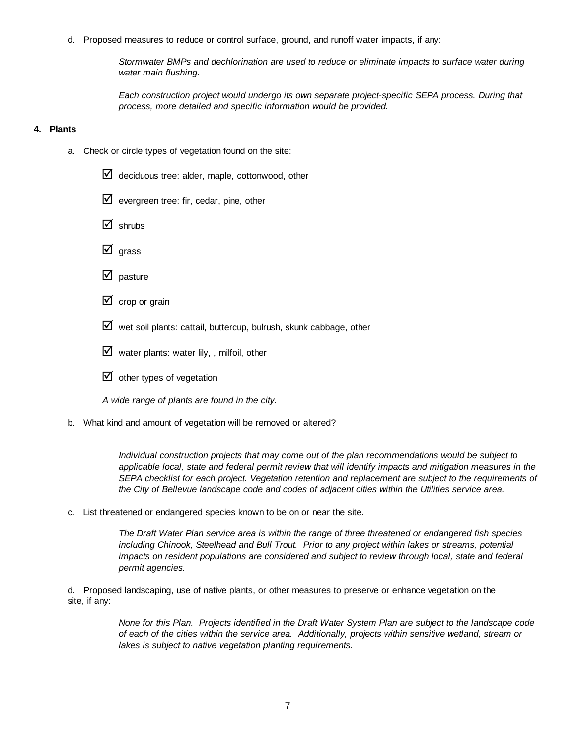d. Proposed measures to reduce or control surface, ground, and runoff water impacts, if any:

*Stormwater BMPs and dechlorination are used to reduce or eliminate impacts to surface water during water main flushing.*

*Each construction project would undergo its own separate project-specific SEPA process. During that process, more detailed and specific information would be provided.*

**4. Plants**

a. Check or circle types of vegetation found on the site:

- ☑ deciduous tree: alder, maple, cottonwood, other
- ☑ evergreen tree: fir, cedar, pine, other
- ☑ shrubs
- ☑ grass
- ☑ pasture
- ☑ crop or grain
- ☑ wet soil plants: cattail, buttercup, bulrush, skunk cabbage, other
- ☑ water plants: water lily, , milfoil, other
- ☑ other types of vegetation

*A wide range of plants are found in the city.*

b. What kind and amount of vegetation will be removed or altered?

*Individual construction projects that may come out of the plan recommendations would be subject to applicable local, state and federal permit review that will identify impacts and mitigation measures in the SEPA checklist for each project. Vegetation retention and replacement are subject to the requirements of the City of Bellevue landscape code and codes of adjacent cities within the Utilities service area.*

c. List threatened or endangered species known to be on or near the site.

*The Draft Water Plan service area is within the range of three threatened or endangered fish species including Chinook, Steelhead and Bull Trout. Prior to any project within lakes or streams, potential impacts on resident populations are considered and subject to review through local, state and federal permit agencies.*

d. Proposed landscaping, use of native plants, or other measures to preserve or enhance vegetation on the site, if any:

*None for this Plan. Projects identified in the Draft Water System Plan are subject to the landscape code of each of the cities within the service area. Additionally, projects within sensitive wetland, stream or lakes is subject to native vegetation planting requirements.*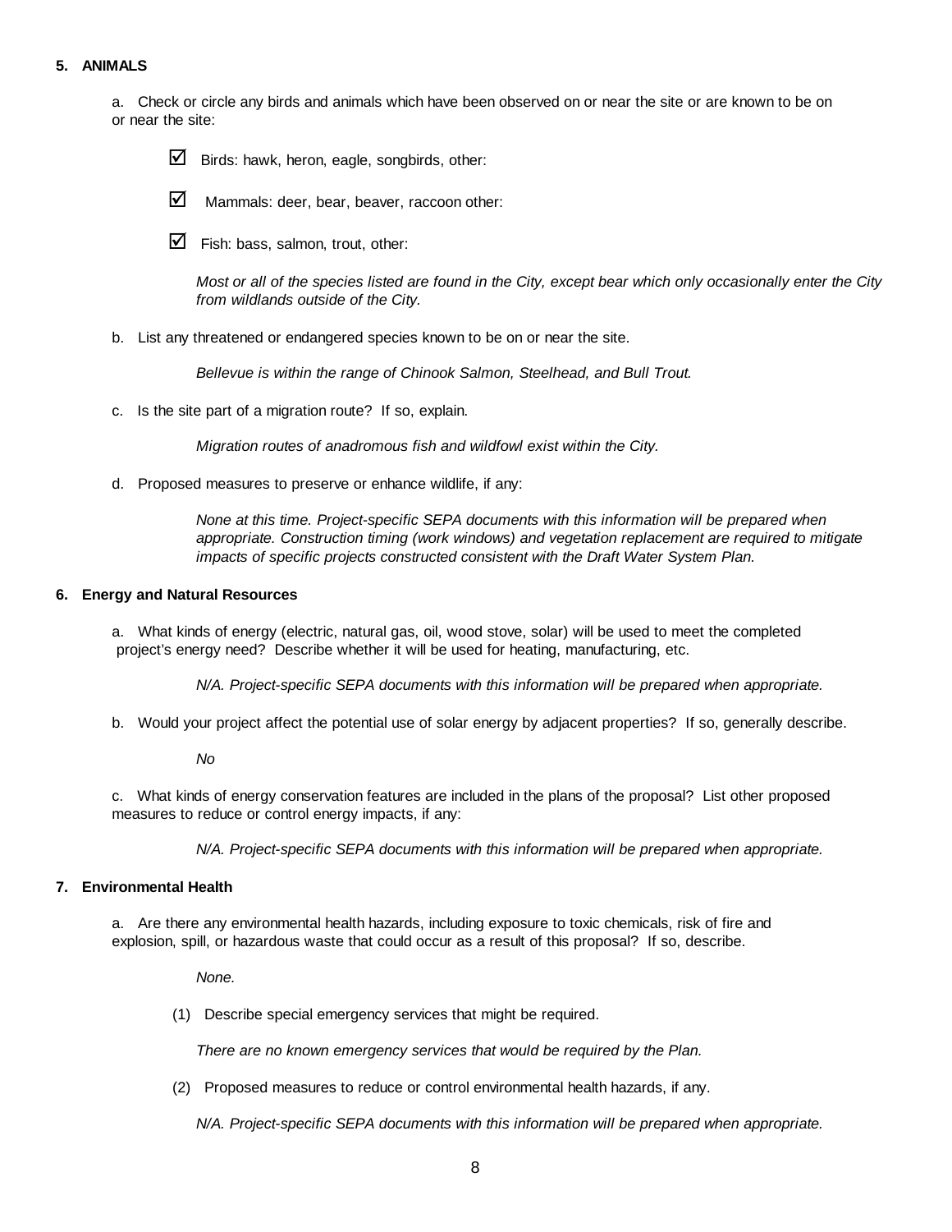**5. ANIMALS**

a. Check or circle any birds and animals which have been observed on or near the site or are known to be on or near the site:

☑ Birds: hawk, heron, eagle, songbirds, other:

☑ Mammals: deer, bear, beaver, raccoon other:

☑ Fish: bass, salmon, trout, other:

*Most or all of the species listed are found in the City, except bear which only occasionally enter the City from wildlands outside of the City.*

b. List any threatened or endangered species known to be on or near the site.

*Bellevue is within the range of Chinook Salmon, Steelhead, and Bull Trout.*

c. Is the site part of a migration route? If so, explain.

*Migration routes of anadromous fish and wildfowl exist within the City.*

d. Proposed measures to preserve or enhance wildlife, if any:

*None at this time. Project-specific SEPA documents with this information will be prepared when appropriate. Construction timing (work windows) and vegetation replacement are required to mitigate impacts of specific projects constructed consistent with the Draft Water System Plan.*

**6. Energy and Natural Resources**

a. What kinds of energy (electric, natural gas, oil, wood stove, solar) will be used to meet the completed project's energy need? Describe whether it will be used for heating, manufacturing, etc.

*N/A. Project-specific SEPA documents with this information will be prepared when appropriate.*

b. Would your project affect the potential use of solar energy by adjacent properties? If so, generally describe.

*No*

c. What kinds of energy conservation features are included in the plans of the proposal? List other proposed measures to reduce or control energy impacts, if any:

*N/A. Project-specific SEPA documents with this information will be prepared when appropriate.*

**7. Environmental Health**

a. Are there any environmental health hazards, including exposure to toxic chemicals, risk of fire and explosion, spill, or hazardous waste that could occur as a result of this proposal? If so, describe.

*None.*

(1) Describe special emergency services that might be required.

*There are no known emergency services that would be required by the Plan.*

(2) Proposed measures to reduce or control environmental health hazards, if any.

*N/A. Project-specific SEPA documents with this information will be prepared when appropriate.*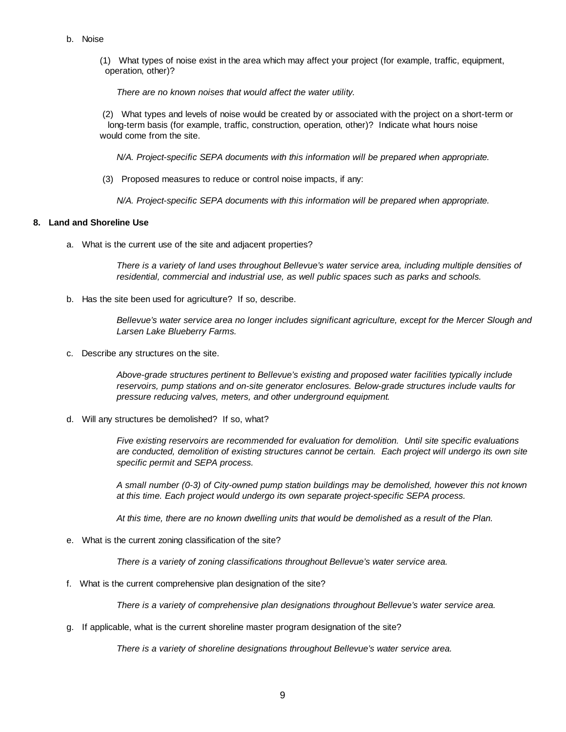b. Noise

(1) What types of noise exist in the area which may affect your project (for example, traffic, equipment, operation, other)?

*There are no known noises that would affect the water utility.*

(2) What types and levels of noise would be created by or associated with the project on a short-term or long-term basis (for example, traffic, construction, operation, other)? Indicate what hours noise would come from the site.

*N/A. Project-specific SEPA documents with this information will be prepared when appropriate.*

(3) Proposed measures to reduce or control noise impacts, if any:

*N/A. Project-specific SEPA documents with this information will be prepared when appropriate.*

**8. Land and Shoreline Use**

a. What is the current use of the site and adjacent properties?

*There is a variety of land uses throughout Bellevue's water service area, including multiple densities of residential, commercial and industrial use, as well public spaces such as parks and schools.*

b. Has the site been used for agriculture? If so, describe.

*Bellevue's water service area no longer includes significant agriculture, except for the Mercer Slough and Larsen Lake Blueberry Farms.*

c. Describe any structures on the site.

*Above-grade structures pertinent to Bellevue's existing and proposed water facilities typically include reservoirs, pump stations and on-site generator enclosures. Below-grade structures include vaults for pressure reducing valves, meters, and other underground equipment.*

d. Will any structures be demolished? If so, what?

*Five existing reservoirs are recommended for evaluation for demolition. Until site specific evaluations are conducted, demolition of existing structures cannot be certain. Each project will undergo its own site specific permit and SEPA process.*

*A small number (0-3) of City-owned pump station buildings may be demolished, however this not known at this time. Each project would undergo its own separate project-specific SEPA process.*

*At this time, there are no known dwelling units that would be demolished as a result of the Plan.*

e. What is the current zoning classification of the site?

*There is a variety of zoning classifications throughout Bellevue's water service area.*

f. What is the current comprehensive plan designation of the site?

*There is a variety of comprehensive plan designations throughout Bellevue's water service area.*

g. If applicable, what is the current shoreline master program designation of the site?

*There is a variety of shoreline designations throughout Bellevue's water service area.*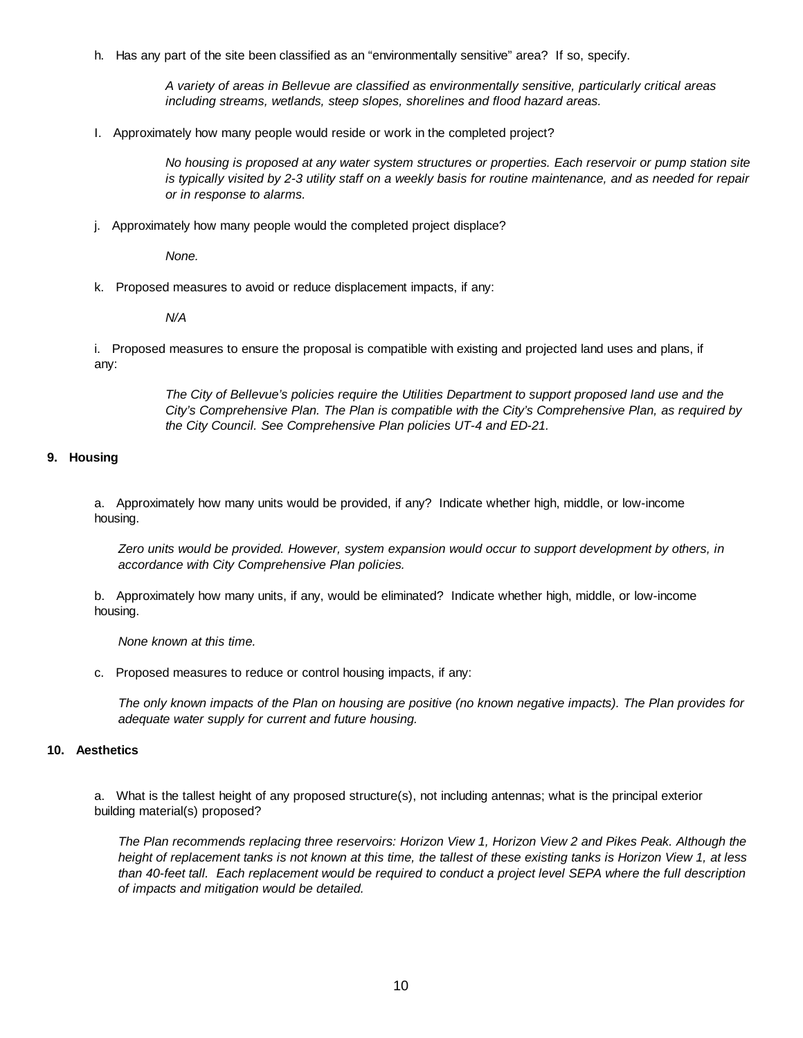h. Has any part of the site been classified as an "environmentally sensitive" area? If so, specify.

*A variety of areas in Bellevue are classified as environmentally sensitive, particularly critical areas including streams, wetlands, steep slopes, shorelines and flood hazard areas.*

I. Approximately how many people would reside or work in the completed project?

*No housing is proposed at any water system structures or properties. Each reservoir or pump station site is typically visited by 2-3 utility staff on a weekly basis for routine maintenance, and as needed for repair or in response to alarms.*

j. Approximately how many people would the completed project displace?

*None.*

k. Proposed measures to avoid or reduce displacement impacts, if any:

*N/A*

i. Proposed measures to ensure the proposal is compatible with existing and projected land uses and plans, if any:

*The City of Bellevue's policies require the Utilities Department to support proposed land use and the City's Comprehensive Plan. The Plan is compatible with the City's Comprehensive Plan, as required by the City Council. See Comprehensive Plan policies UT-4 and ED-21.*

### 9. Housing

a. Approximately how many units would be provided, if any? Indicate whether high, middle, or low-income housing.

*Zero units would be provided. However, system expansion would occur to support development by others, in accordance with City Comprehensive Plan policies.*

b. Approximately how many units, if any, would be eliminated? Indicate whether high, middle, or low-income housing.

*None known at this time.*

c. Proposed measures to reduce or control housing impacts, if any:

*The only known impacts of the Plan on housing are positive (no known negative impacts). The Plan provides for adequate water supply for current and future housing.*

### 10. Aesthetics

a. What is the tallest height of any proposed structure(s), not including antennas; what is the principal exterior building material(s) proposed?

*The Plan recommends replacing three reservoirs: Horizon View 1, Horizon View 2 and Pikes Peak. Although the height of replacement tanks is not known at this time, the tallest of these existing tanks is Horizon View 1, at less than 40-feet tall. Each replacement would be required to conduct a project level SEPA where the full description of impacts and mitigation would be detailed.*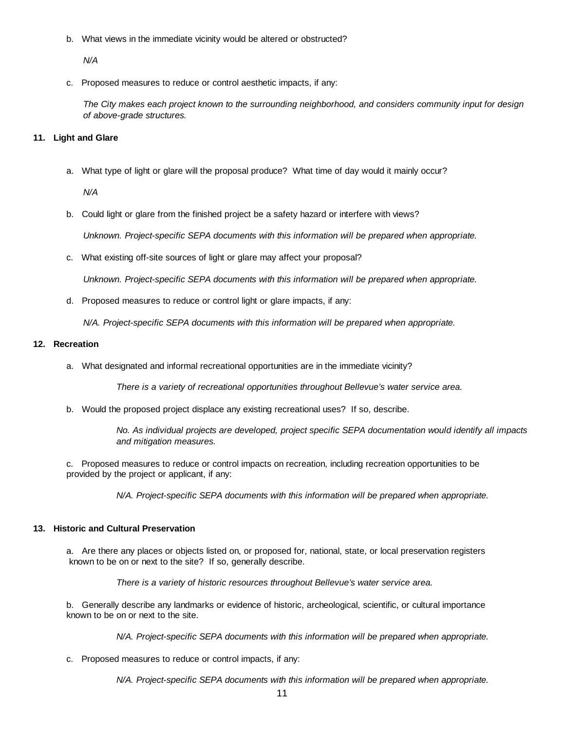b. What views in the immediate vicinity would be altered or obstructed?

*N/A*

c. Proposed measures to reduce or control aesthetic impacts, if any:

*The City makes each project known to the surrounding neighborhood, and considers community input for design of above-grade structures.*

**11. Light and Glare**

a. What type of light or glare will the proposal produce? What time of day would it mainly occur?

*N/A*

b. Could light or glare from the finished project be a safety hazard or interfere with views?

*Unknown. Project-specific SEPA documents with this information will be prepared when appropriate.*

c. What existing off-site sources of light or glare may affect your proposal?

*Unknown. Project-specific SEPA documents with this information will be prepared when appropriate.*

d. Proposed measures to reduce or control light or glare impacts, if any:

*N/A. Project-specific SEPA documents with this information will be prepared when appropriate.*

**12. Recreation**

a. What designated and informal recreational opportunities are in the immediate vicinity?

*There is a variety of recreational opportunities throughout Bellevue's water service area.*

b. Would the proposed project displace any existing recreational uses? If so, describe.

*No. As individual projects are developed, project specific SEPA documentation would identify all impacts and mitigation measures.*

c. Proposed measures to reduce or control impacts on recreation, including recreation opportunities to be provided by the project or applicant, if any:

*N/A. Project-specific SEPA documents with this information will be prepared when appropriate.*

**13. Historic and Cultural Preservation**

a. Are there any places or objects listed on, or proposed for, national, state, or local preservation registers known to be on or next to the site? If so, generally describe.

*There is a variety of historic resources throughout Bellevue's water service area.*

b. Generally describe any landmarks or evidence of historic, archeological, scientific, or cultural importance known to be on or next to the site.

*N/A. Project-specific SEPA documents with this information will be prepared when appropriate.*

c. Proposed measures to reduce or control impacts, if any:

*N/A. Project-specific SEPA documents with this information will be prepared when appropriate.*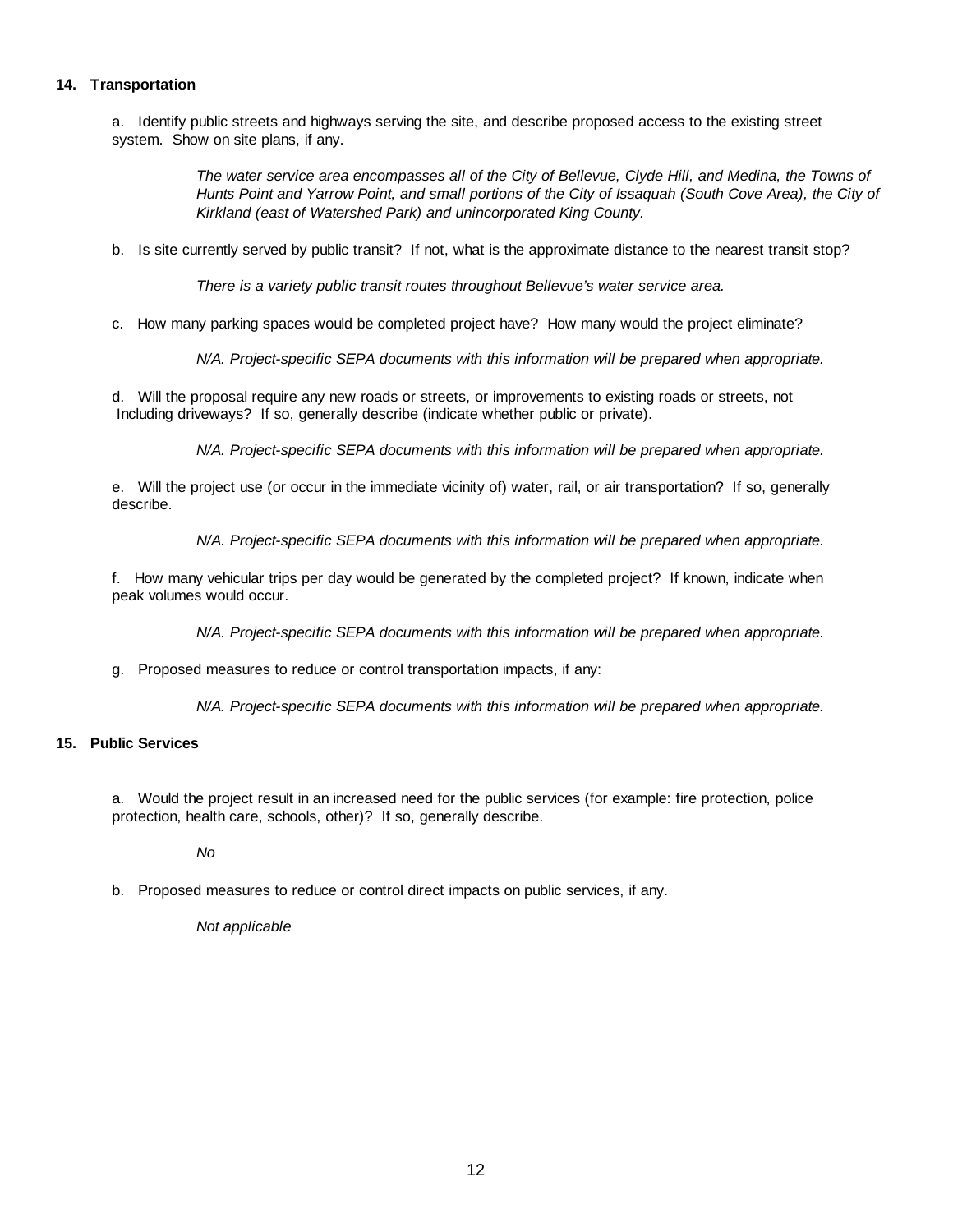**14. Transportation**

a. Identify public streets and highways serving the site, and describe proposed access to the existing street system. Show on site plans, if any.

*The water service area encompasses all of the City of Bellevue, Clyde Hill, and Medina, the Towns of Hunts Point and Yarrow Point, and small portions of the City of Issaquah (South Cove Area), the City of Kirkland (east of Watershed Park) and unincorporated King County.*

b. Is site currently served by public transit? If not, what is the approximate distance to the nearest transit stop?

*There is a variety public transit routes throughout Bellevue's water service area.*

c. How many parking spaces would be completed project have? How many would the project eliminate?

*N/A. Project-specific SEPA documents with this information will be prepared when appropriate.*

d. Will the proposal require any new roads or streets, or improvements to existing roads or streets, not Including driveways? If so, generally describe (indicate whether public or private).

*N/A. Project-specific SEPA documents with this information will be prepared when appropriate.*

e. Will the project use (or occur in the immediate vicinity of) water, rail, or air transportation? If so, generally describe.

*N/A. Project-specific SEPA documents with this information will be prepared when appropriate.*

f. How many vehicular trips per day would be generated by the completed project? If known, indicate when peak volumes would occur.

*N/A. Project-specific SEPA documents with this information will be prepared when appropriate.*

g. Proposed measures to reduce or control transportation impacts, if any:

*N/A. Project-specific SEPA documents with this information will be prepared when appropriate.*

**15. Public Services**

a. Would the project result in an increased need for the public services (for example: fire protection, police protection, health care, schools, other)? If so, generally describe.

*No*

b. Proposed measures to reduce or control direct impacts on public services, if any.

*Not applicable*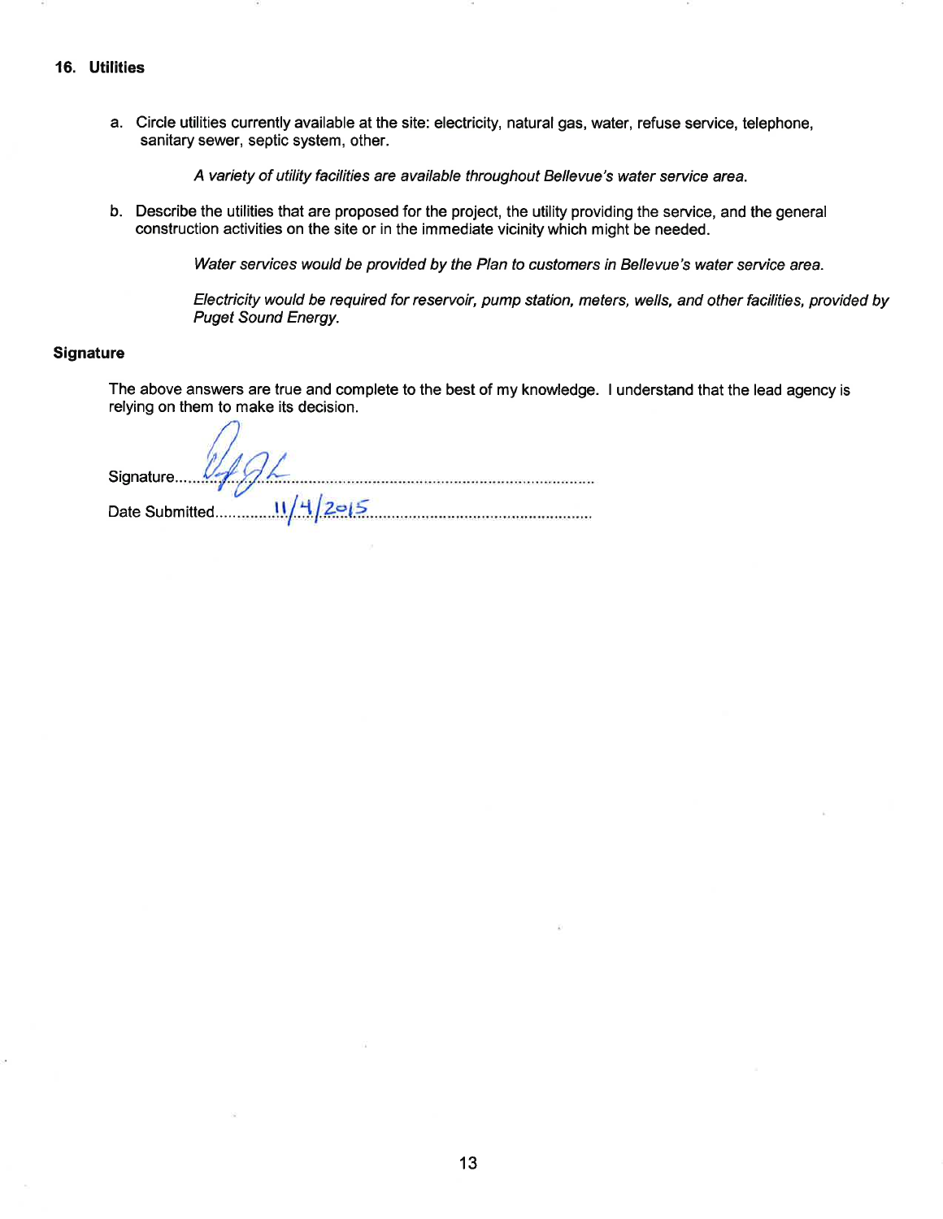### 16. Utilities

a. Circle utilities currently available at the site: electricity, natural gas, water, refuse service, telephone, sanitary sewer, septic system, other.

*A variety of utility facilities are available throughout Bellevue's water service area.*

b. Describe the utilities that are proposed for the project, the utility providing the service, and the general construction activities on the site or in the immediate vicinity which might be needed.

*Water services would be provided by the Plan to customers in Bellevue's water service area.*

*Electricity would be required for reservoir, pump station, meters, wells, and other facilities, provided by Puget Sound Energy.*

### Signature

The above answers are true and complete to the best of my knowledge. I understand that the lead agency is relying on them to make its decision.

Signature..........................................................................................

Date Submitted........11/4/2015........................................................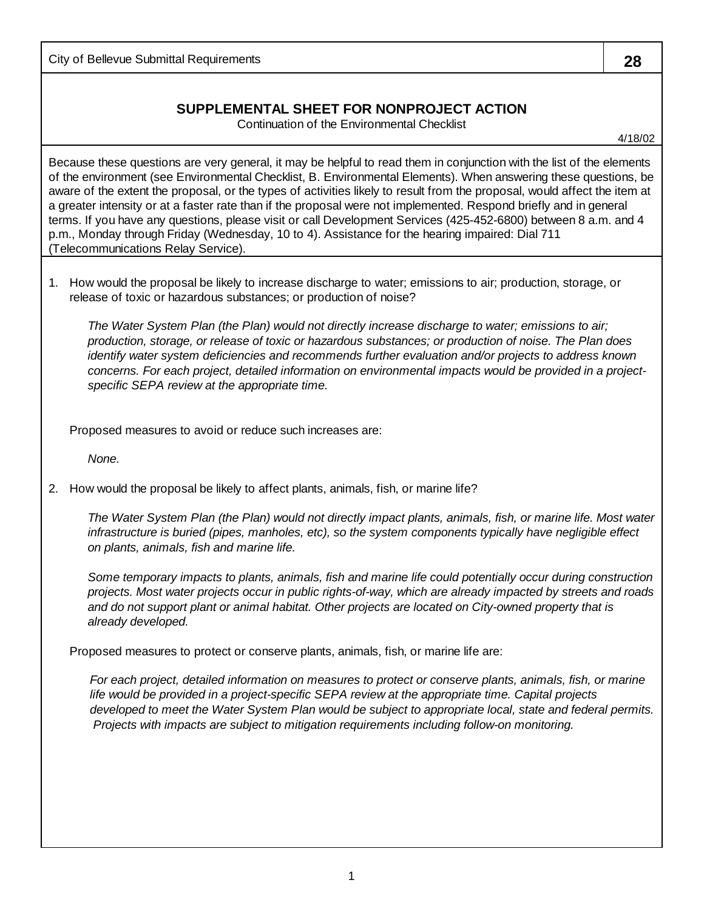City of Bellevue Submittal Requirements **28**

## SUPPLEMENTAL SHEET FOR NONPROJECT ACTION

Continuation of the Environmental Checklist

4/18/02

Because these questions are very general, it may be helpful to read them in conjunction with the list of the elements of the environment (see Environmental Checklist, B. Environmental Elements). When answering these questions, be aware of the extent the proposal, or the types of activities likely to result from the proposal, would affect the item at a greater intensity or at a faster rate than if the proposal were not implemented. Respond briefly and in general terms. If you have any questions, please visit or call Development Services (425-452-6800) between 8 a.m. and 4 p.m., Monday through Friday (Wednesday, 10 to 4). Assistance for the hearing impaired: Dial 711 (Telecommunications Relay Service).

1. How would the proposal be likely to increase discharge to water; emissions to air; production, storage, or release of toxic or hazardous substances; or production of noise?

   *The Water System Plan (the Plan) would not directly increase discharge to water; emissions to air; production, storage, or release of toxic or hazardous substances; or production of noise. The Plan does identify water system deficiencies and recommends further evaluation and/or projects to address known concerns. For each project, detailed information on environmental impacts would be provided in a project-specific SEPA review at the appropriate time.*

   Proposed measures to avoid or reduce such increases are:

   *None.*

2. How would the proposal be likely to affect plants, animals, fish, or marine life?

   *The Water System Plan (the Plan) would not directly impact plants, animals, fish, or marine life. Most water infrastructure is buried (pipes, manholes, etc), so the system components typically have negligible effect on plants, animals, fish and marine life.*

   *Some temporary impacts to plants, animals, fish and marine life could potentially occur during construction projects. Most water projects occur in public rights-of-way, which are already impacted by streets and roads and do not support plant or animal habitat. Other projects are located on City-owned property that is already developed.*

   Proposed measures to protect or conserve plants, animals, fish, or marine life are:

   *For each project, detailed information on measures to protect or conserve plants, animals, fish, or marine life would be provided in a project-specific SEPA review at the appropriate time. Capital projects developed to meet the Water System Plan would be subject to appropriate local, state and federal permits. Projects with impacts are subject to mitigation requirements including follow-on monitoring.*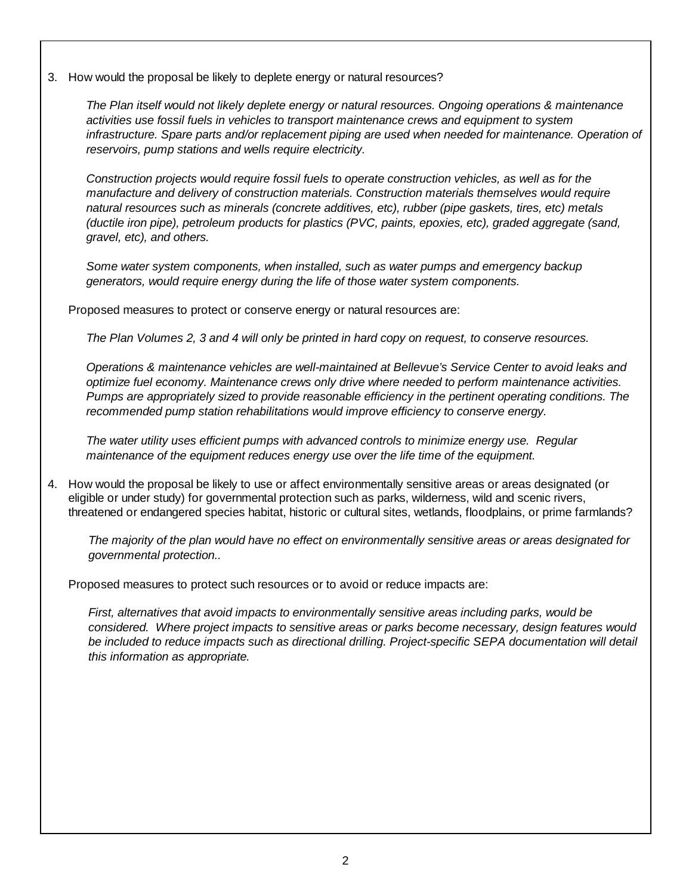3. How would the proposal be likely to deplete energy or natural resources?

   *The Plan itself would not likely deplete energy or natural resources. Ongoing operations & maintenance activities use fossil fuels in vehicles to transport maintenance crews and equipment to system infrastructure. Spare parts and/or replacement piping are used when needed for maintenance. Operation of reservoirs, pump stations and wells require electricity.*

   *Construction projects would require fossil fuels to operate construction vehicles, as well as for the manufacture and delivery of construction materials. Construction materials themselves would require natural resources such as minerals (concrete additives, etc), rubber (pipe gaskets, tires, etc) metals (ductile iron pipe), petroleum products for plastics (PVC, paints, epoxies, etc), graded aggregate (sand, gravel, etc), and others.*

   *Some water system components, when installed, such as water pumps and emergency backup generators, would require energy during the life of those water system components.*

   Proposed measures to protect or conserve energy or natural resources are:

   *The Plan Volumes 2, 3 and 4 will only be printed in hard copy on request, to conserve resources.*

   *Operations & maintenance vehicles are well-maintained at Bellevue's Service Center to avoid leaks and optimize fuel economy. Maintenance crews only drive where needed to perform maintenance activities. Pumps are appropriately sized to provide reasonable efficiency in the pertinent operating conditions. The recommended pump station rehabilitations would improve efficiency to conserve energy.*

   *The water utility uses efficient pumps with advanced controls to minimize energy use. Regular maintenance of the equipment reduces energy use over the life time of the equipment.*

4. How would the proposal be likely to use or affect environmentally sensitive areas or areas designated (or eligible or under study) for governmental protection such as parks, wilderness, wild and scenic rivers, threatened or endangered species habitat, historic or cultural sites, wetlands, floodplains, or prime farmlands?

   *The majority of the plan would have no effect on environmentally sensitive areas or areas designated for governmental protection..*

   Proposed measures to protect such resources or to avoid or reduce impacts are:

   *First, alternatives that avoid impacts to environmentally sensitive areas including parks, would be considered. Where project impacts to sensitive areas or parks become necessary, design features would be included to reduce impacts such as directional drilling. Project-specific SEPA documentation will detail this information as appropriate.*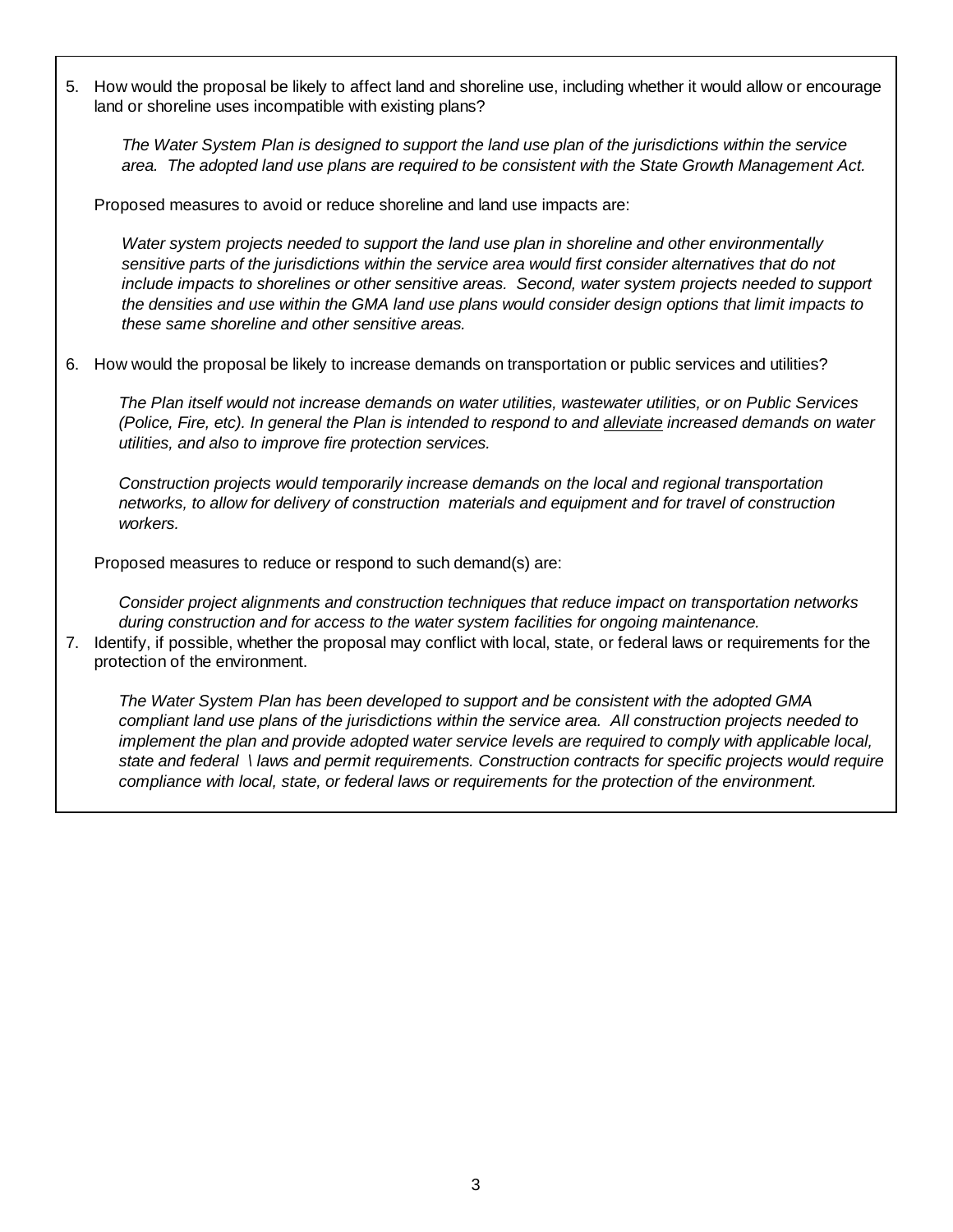5. How would the proposal be likely to affect land and shoreline use, including whether it would allow or encourage land or shoreline uses incompatible with existing plans?

   *The Water System Plan is designed to support the land use plan of the jurisdictions within the service area. The adopted land use plans are required to be consistent with the State Growth Management Act.*

   Proposed measures to avoid or reduce shoreline and land use impacts are:

   *Water system projects needed to support the land use plan in shoreline and other environmentally sensitive parts of the jurisdictions within the service area would first consider alternatives that do not include impacts to shorelines or other sensitive areas. Second, water system projects needed to support the densities and use within the GMA land use plans would consider design options that limit impacts to these same shoreline and other sensitive areas.*

6. How would the proposal be likely to increase demands on transportation or public services and utilities?

   *The Plan itself would not increase demands on water utilities, wastewater utilities, or on Public Services (Police, Fire, etc). In general the Plan is intended to respond to and <u>alleviate</u> increased demands on water utilities, and also to improve fire protection services.*

   *Construction projects would temporarily increase demands on the local and regional transportation networks, to allow for delivery of construction materials and equipment and for travel of construction workers.*

   Proposed measures to reduce or respond to such demand(s) are:

   *Consider project alignments and construction techniques that reduce impact on transportation networks during construction and for access to the water system facilities for ongoing maintenance.*

7. Identify, if possible, whether the proposal may conflict with local, state, or federal laws or requirements for the protection of the environment.

   *The Water System Plan has been developed to support and be consistent with the adopted GMA compliant land use plans of the jurisdictions within the service area. All construction projects needed to implement the plan and provide adopted water service levels are required to comply with applicable local, state and federal \ laws and permit requirements. Construction contracts for specific projects would require compliance with local, state, or federal laws or requirements for the protection of the environment.*